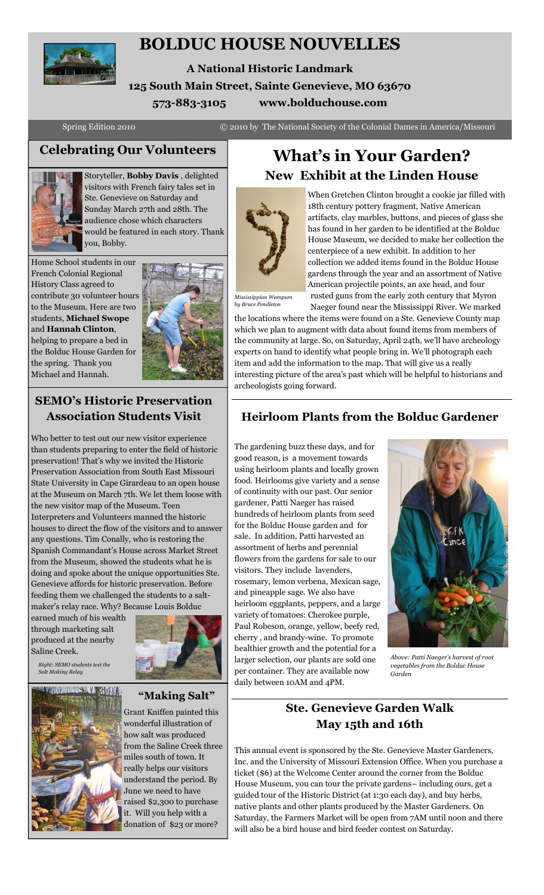# BOLDUC HOUSE NOUVELLES

**A National Historic Landmark**

**125 South Main Street, Sainte Genevieve, MO 63670**

**573-883-3105 www.bolduchouse.com**

Spring Edition 2010 © 2010 by The National Society of the Colonial Dames in America/Missouri

## Celebrating Our Volunteers

Storyteller, **Bobby Davis** , delighted visitors with French fairy tales set in Ste. Genevieve on Saturday and Sunday March 27th and 28th. The audience chose which characters would be featured in each story. Thank you, Bobby.

Home School students in our French Colonial Regional History Class agreed to contribute 30 volunteer hours to the Museum. Here are two students, **Michael Swope** and **Hannah Clinton**, helping to prepare a bed in the Bolduc House Garden for the spring. Thank you Michael and Hannah.

## SEMO's Historic Preservation Association Students Visit

Who better to test out our new visitor experience than students preparing to enter the field of historic preservation! That's why we invited the Historic Preservation Association from South East Missouri State University in Cape Girardeau to an open house at the Museum on March 7th. We let them loose with the new visitor map of the Museum. Teen Interpreters and Volunteers manned the historic houses to direct the flow of the visitors and to answer any questions. Tim Conally, who is restoring the Spanish Commandant's House across Market Street from the Museum, showed the students what he is doing and spoke about the unique opportunities Ste. Genevieve affords for historic preservation. Before feeding them we challenged the students to a salt-maker's relay race. Why? Because Louis Bolduc earned much of his wealth through marketing salt produced at the nearby Saline Creek.

*Right: SEMO students test the Salt Making Relay*

### "Making Salt"

Grant Kniffen painted this wonderful illustration of how salt was produced from the Saline Creek three miles south of town. It really helps our visitors understand the period. By June we need to have raised $2,300 to purchase it. Will you help with a donation of $23 or more?

# What's in Your Garden?

## New Exhibit at the Linden House

*Mississippian Wampum by Bruce Pendleton*

When Gretchen Clinton brought a cookie jar filled with 18th century pottery fragment, Native American artifacts, clay marbles, buttons, and pieces of glass she has found in her garden to be identified at the Bolduc House Museum, we decided to make her collection the centerpiece of a new exhibit. In addition to her collection we added items found in the Bolduc House gardens through the year and an assortment of Native American projectile points, an axe head, and four rusted guns from the early 20th century that Myron Naeger found near the Mississippi River. We marked the locations where the items were found on a Ste. Genevieve County map which we plan to augment with data about found items from members of the community at large. So, on Saturday, April 24th, we'll have archeology experts on hand to identify what people bring in. We'll photograph each item and add the information to the map. That will give us a really interesting picture of the area's past which will be helpful to historians and archeologists going forward.

## Heirloom Plants from the Bolduc Gardener

The gardening buzz these days, and for good reason, is a movement towards using heirloom plants and locally grown food. Heirlooms give variety and a sense of continuity with our past. Our senior gardener, Patti Naeger has raised hundreds of heirloom plants from seed for the Bolduc House garden and for sale. In addition, Patti harvested an assortment of herbs and perennial flowers from the gardens for sale to our visitors. They include lavenders, rosemary, lemon verbena, Mexican sage, and pineapple sage. We also have heirloom eggplants, peppers, and a large variety of tomatoes: Cherokee purple, Paul Robeson, orange, yellow, beefy red, cherry , and brandy-wine. To promote healthier growth and the potential for a larger selection, our plants are sold one per container. They are available now daily between 10AM and 4PM.

*Above: Patti Naeger's harvest of root vegetables from the Bolduc House Garden*

## Ste. Genevieve Garden Walk May 15th and 16th

This annual event is sponsored by the Ste. Genevieve Master Gardeners, Inc. and the University of Missouri Extension Office. When you purchase a ticket ($6) at the Welcome Center around the corner from the Bolduc House Museum, you can tour the private gardens– including ours, get a guided tour of the Historic District (at 1:30 each day), and buy herbs, native plants and other plants produced by the Master Gardeners. On Saturday, the Farmers Market will be open from 7AM until noon and there will also be a bird house and bird feeder contest on Saturday.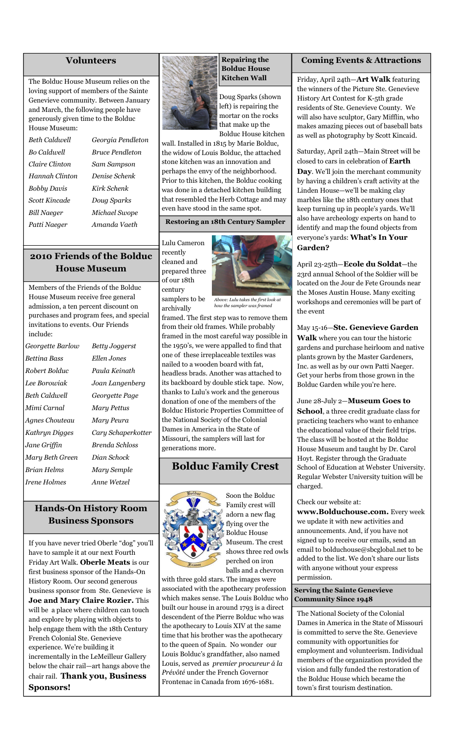## Volunteers

The Bolduc House Museum relies on the loving support of members of the Sainte Genevieve community. Between January and March, the following people have generously given time to the Bolduc House Museum:

| | |
|---|---|
| *Beth Caldwell* | *Georgia Pendleton* |
| *Bo Caldwell* | *Bruce Pendleton* |
| *Claire Clinton* | *Sam Sampson* |
| *Hannah Clinton* | *Denise Schenk* |
| *Bobby Davis* | *Kirk Schenk* |
| *Scott Kincade* | *Doug Sparks* |
| *Bill Naeger* | *Michael Swope* |
| *Patti Naeger* | *Amanda Vaeth* |

## 2010 Friends of the Bolduc House Museum

Members of the Friends of the Bolduc House Museum receive free general admission, a ten percent discount on purchases and program fees, and special invitations to events. Our Friends include:

| | |
|---|---|
| *Georgette Barlow* | *Betty Joggerst* |
| *Bettina Bass* | *Ellen Jones* |
| *Robert Bolduc* | *Paula Keinath* |
| *Lee Borowiak* | *Joan Langenberg* |
| *Beth Caldwell* | *Georgette Page* |
| *Mimi Carnal* | *Mary Pettus* |
| *Agnes Chouteau* | *Mary Peura* |
| *Kathryn Digges* | *Cary Schaperkotter* |
| *Jane Griffin* | *Brenda Schloss* |
| *Mary Beth Green* | *Dian Schock* |
| *Brian Helms* | *Mary Semple* |
| *Irene Holmes* | *Anne Wetzel* |

## Hands-On History Room Business Sponsors

If you have never tried Oberle "dog" you'll have to sample it at our next Fourth Friday Art Walk. **Oberle Meats** is our first business sponsor of the Hands-On History Room. Our second generous business sponsor from Ste. Genevieve is **Joe and Mary Claire Rozier.** This will be a place where children can touch and explore by playing with objects to help engage them with the 18th Century French Colonial Ste. Genevieve experience. We're building it incrementally in the LeMeilleur Gallery below the chair rail—art hangs above the chair rail. **Thank you, Business Sponsors!**

### Repairing the Bolduc House Kitchen Wall

Doug Sparks (shown left) is repairing the mortar on the rocks that make up the Bolduc House kitchen wall. Installed in 1815 by Marie Bolduc, the widow of Louis Bolduc, the attached stone kitchen was an innovation and perhaps the envy of the neighborhood. Prior to this kitchen, the Bolduc cooking was done in a detached kitchen building that resembled the Herb Cottage and may even have stood in the same spot.

### Restoring an 18th Century Sampler

Lulu Cameron recently cleaned and prepared three of our 18th century samplers to be archivally framed. The first step was to remove them from their old frames. While probably framed in the most careful way possible in the 1950's, we were appalled to find that one of these irreplaceable textiles was nailed to a wooden board with fat, headless brads. Another was attached to its backboard by double stick tape. Now, thanks to Lulu's work and the generous donation of one of the members of the Bolduc Historic Properties Committee of the National Society of the Colonial Dames in America in the State of Missouri, the samplers will last for generations more.

*Above: Lulu takes the first look at how the sampler was framed*

## Bolduc Family Crest

Soon the Bolduc Family crest will adorn a new flag flying over the Bolduc House Museum. The crest shows three red owls perched on iron balls and a chevron with three gold stars. The images were associated with the apothecary profession which makes sense. The Louis Bolduc who built our house in around 1793 is a direct descendent of the Pierre Bolduc who was the apothecary to Louis XIV at the same time that his brother was the apothecary to the queen of Spain. No wonder our Louis Bolduc's grandfather, also named Louis, served as *premier procureur á la Prévôté* under the French Governor Frontenac in Canada from 1676-1681.

## Coming Events & Attractions

Friday, April 24th—**Art Walk** featuring the winners of the Picture Ste. Genevieve History Art Contest for K-5th grade residents of Ste. Genevieve County. We will also have sculptor, Gary Mifflin, who makes amazing pieces out of baseball bats as well as photography by Scott Kincaid.

Saturday, April 24th—Main Street will be closed to cars in celebration of **Earth Day**. We'll join the merchant community by having a children's craft activity at the Linden House—we'll be making clay marbles like the 18th century ones that keep turning up in people's yards. We'll also have archeology experts on hand to identify and map the found objects from everyone's yards: **What's In Your Garden?**

April 23-25th—**Ecole du Soldat**—the 23rd annual School of the Soldier will be located on the Jour de Fete Grounds near the Moses Austin House. Many exciting workshops and ceremonies will be part of the event

May 15-16—**Ste. Genevieve Garden Walk** where you can tour the historic gardens and purchase heirloom and native plants grown by the Master Gardeners, Inc. as well as by our own Patti Naeger. Get your herbs from those grown in the Bolduc Garden while you're here.

June 28-July 2—**Museum Goes to School**, a three credit graduate class for practicing teachers who want to enhance the educational value of their field trips. The class will be hosted at the Bolduc House Museum and taught by Dr. Carol Hoyt. Register through the Graduate School of Education at Webster University. Regular Webster University tuition will be charged.

Check our website at: **www.Bolduchouse.com.** Every week we update it with new activities and announcements. And, if you have not signed up to receive our emails, send an email to bolduchouse@sbcglobal.net to be added to the list. We don't share our lists with anyone without your express permission.

### Serving the Sainte Genevieve Community Since 1948

The National Society of the Colonial Dames in America in the State of Missouri is committed to serve the Ste. Genevieve community with opportunities for employment and volunteerism. Individual members of the organization provided the vision and fully funded the restoration of the Bolduc House which became the town's first tourism destination.